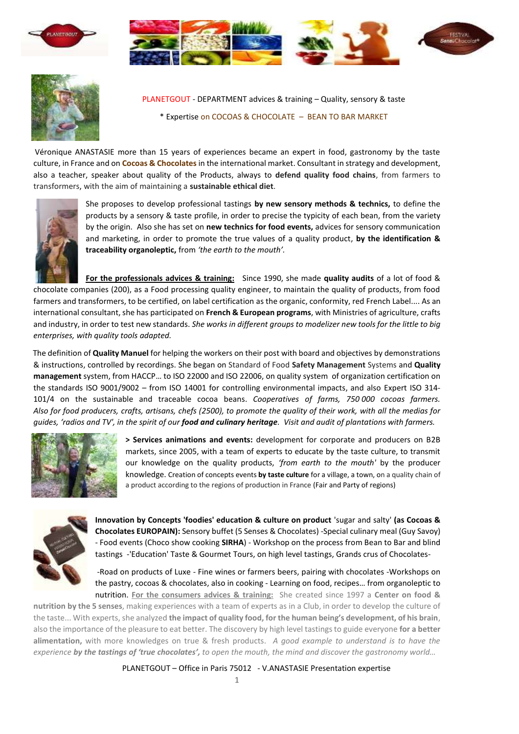PLANETGOUT - DEPARTMENT advices & training – Quality, sensory & taste

\* Expertise on COCOAS & CHOCOLATE – BEAN TO BAR MARKET

Véronique ANASTASIE more than 15 years of experiences became an expert in food, gastronomy by the taste culture, in France and on **Cocoas & Chocolates** in the international market. Consultant in strategy and development, also a teacher, speaker about quality of the Products, always to **defend quality food chains**, from farmers to transformers, with the aim of maintaining a **sustainable ethical diet**.

She proposes to develop professional tastings **by new sensory methods & technics,** to define the products by a sensory & taste profile, in order to precise the typicity of each bean, from the variety by the origin. Also she has set on **new technics for food events,** advices for sensory communication and marketing, in order to promote the true values of a quality product, **by the identification & traceability organoleptic,** from *'the earth to the mouth'.*

**For the professionals advices & training:** Since 1990, she made **quality audits** of a lot of food & chocolate companies (200), as a Food processing quality engineer, to maintain the quality of products, from food farmers and transformers, to be certified, on label certification as the organic, conformity, red French Label.... As an international consultant, she has participated on **French & European programs**, with Ministries of agriculture, crafts and industry, in order to test new standards. *She works in different groups to modelizer new tools for the little to big enterprises, with quality tools adapted.*

The definition of **Quality Manuel** for helping the workers on their post with board and objectives by demonstrations & instructions, controlled by recordings. She began on Standard of Food **Safety Management** Systems and **Quality management** system, from HACCP… to ISO 22000 and ISO 22006, on quality system of organization certification on the standards ISO 9001/9002 – from ISO 14001 for controlling environmental impacts, and also Expert ISO 314-101/4 on the sustainable and traceable cocoa beans. *Cooperatives of farms, 750 000 cocoas farmers. Also for food producers, crafts, artisans, chefs (2500), to promote the quality of their work, with all the medias for guides, 'radios and TV', in the spirit of our* ***food and culinary heritage****. Visit and audit of plantations with farmers.*

**> Services animations and events:** development for corporate and producers on B2B markets, since 2005, with a team of experts to educate by the taste culture, to transmit our knowledge on the quality products, *'from earth to the mouth'* by the producer knowledge. Creation of concepts events **by taste culture** for a village, a town, on a quality chain of a product according to the regions of production in France (Fair and Party of regions)

**Innovation by Concepts 'foodies' education & culture on product** 'sugar and salty' **(as Cocoas & Chocolates EUROPAIN):** Sensory buffet (5 Senses & Chocolates) -Special culinary meal (Guy Savoy) - Food events (Choco show cooking **SIRHA**) - Workshop on the process from Bean to Bar and blind tastings -'Education' Taste & Gourmet Tours, on high level tastings, Grands crus of Chocolates-

-Road on products of Luxe - Fine wines or farmers beers, pairing with chocolates -Workshops on the pastry, cocoas & chocolates, also in cooking - Learning on food, recipes… from organoleptic to nutrition. **For the consumers advices & training:** She created since 1997 a **Center on food & nutrition by the 5 senses**, making experiences with a team of experts as in a Club, in order to develop the culture of the taste... With experts, she analyzed **the impact of quality food, for the human being's development, of his brain**, also the importance of the pleasure to eat better. The discovery by high level tastings to guide everyone **for a better alimentation,** with more knowledges on true & fresh products. *A good example to understand is to have the experience* ***by the tastings of 'true chocolates',*** *to open the mouth, the mind and discover the gastronomy world…*

PLANETGOUT – Office in Paris 75012 - V.ANASTASIE Presentation expertise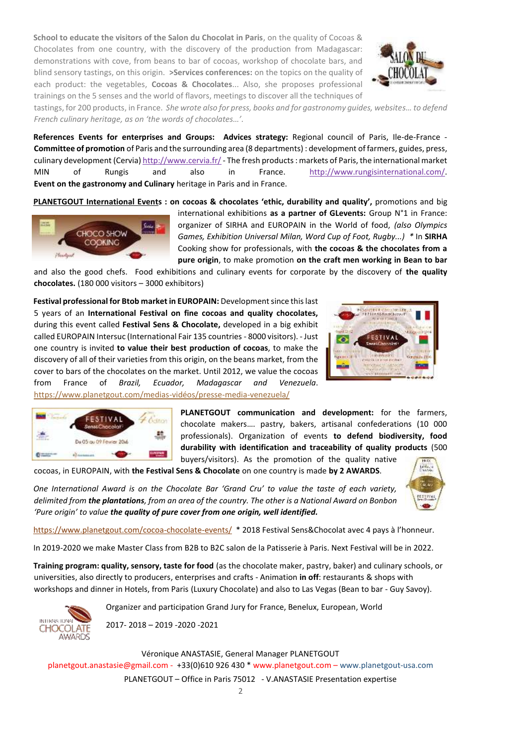**School to educate the visitors of the Salon du Chocolat in Paris**, on the quality of Cocoas & Chocolates from one country, with the discovery of the production from Madagascar: demonstrations with cove, from beans to bar of cocoas, workshop of chocolate bars, and blind sensory tastings, on this origin. **>Services conferences:** on the topics on the quality of each product: the vegetables, **Cocoas & Chocolates**... Also, she proposes professional trainings on the 5 senses and the world of flavors, meetings to discover all the techniques of tastings, for 200 products, in France. *She wrote also for press, books and for gastronomy guides, websites… to defend French culinary heritage, as on 'the words of chocolates…'.*

**References Events for enterprises and Groups: Advices strategy:** Regional council of Paris, Ile-de-France - **Committee of promotion** of Paris and the surrounding area (8 departments) : development of farmers, guides, press, culinary development (Cervia) http://www.cervia.fr/ - The fresh products : markets of Paris, the international market MIN of Rungis and also in France. http://www.rungisinternational.com/. **Event on the gastronomy and Culinary** heritage in Paris and in France.

**PLANETGOUT International Events : on cocoas & chocolates 'ethic, durability and quality',** promotions and big international exhibitions **as a partner of GLevents:** Group N°1 in France: organizer of SIRHA and EUROPAIN in the World of food, *(also Olympics Games, Exhibition Universal Milan, Word Cup of Foot, Rugby...)* * In **SIRHA** Cooking show for professionals, with **the cocoas & the chocolates from a pure origin**, to make promotion **on the craft men working in Bean to bar** and also the good chefs. Food exhibitions and culinary events for corporate by the discovery of **the quality chocolates.** (180 000 visitors – 3000 exhibitors)

**Festival professional for Btob market in EUROPAIN:** Development since this last 5 years of an **International Festival on fine cocoas and quality chocolates,** during this event called **Festival Sens & Chocolate,** developed in a big exhibit called EUROPAIN Intersuc (International Fair 135 countries - 8000 visitors). - Just one country is invited **to value their best production of cocoas**, to make the discovery of all of their varieties from this origin, on the beans market, from the cover to bars of the chocolates on the market. Until 2012, we value the cocoas from France of *Brazil, Ecuador, Madagascar and Venezuela*. https://www.planetgout.com/medias-vidéos/presse-media-venezuela/

**PLANETGOUT communication and development:** for the farmers, chocolate makers…. pastry, bakers, artisanal confederations (10 000 professionals). Organization of events **to defend biodiversity, food durability with identification and traceability of quality products** (500 buyers/visitors). As the promotion of the quality native cocoas, in EUROPAIN, with **the Festival Sens & Chocolate** on one country is made **by 2 AWARDS**.

*One International Award is on the Chocolate Bar 'Grand Cru' to value the taste of each variety, delimited from* ***the plantations****, from an area of the country. The other is a National Award on Bonbon 'Pure origin' to value* ***the quality of pure cover from one origin, well identified.***

https://www.planetgout.com/cocoa-chocolate-events/ * 2018 Festival Sens&Chocolat avec 4 pays à l'honneur.

In 2019-2020 we make Master Class from B2B to B2C salon de la Patisserie à Paris. Next Festival will be in 2022.

**Training program: quality, sensory, taste for food** (as the chocolate maker, pastry, baker) and culinary schools, or universities, also directly to producers, enterprises and crafts - Animation **in off**: restaurants & shops with workshops and dinner in Hotels, from Paris (Luxury Chocolate) and also to Las Vegas (Bean to bar - Guy Savoy).

Organizer and participation Grand Jury for France, Benelux, European, World

2017- 2018 – 2019 -2020 -2021

Véronique ANASTASIE, General Manager PLANETGOUT

planetgout.anastasie@gmail.com - +33(0)610 926 430 * www.planetgout.com – www.planetgout-usa.com

PLANETGOUT – Office in Paris 75012 - V.ANASTASIE Presentation expertise